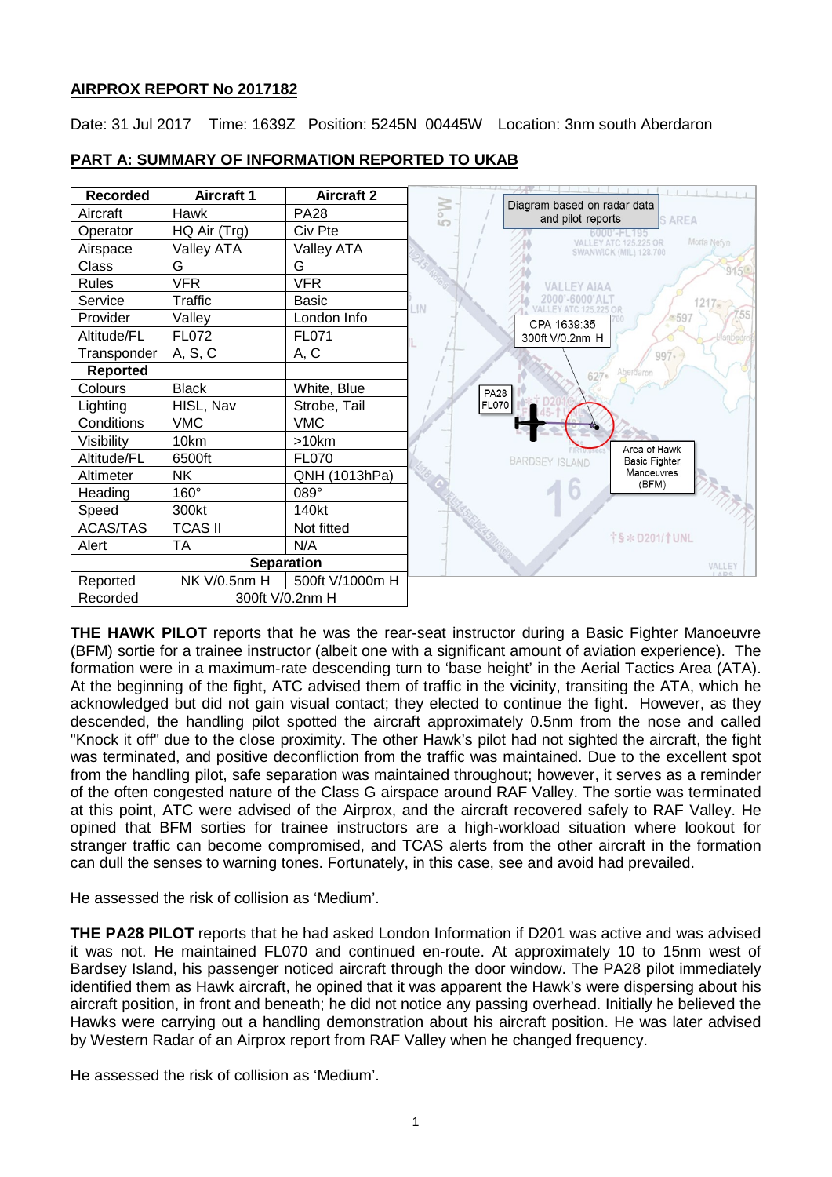## AIRPROX REPORT No 2017182

Date: 31 Jul 2017 Time: 1639Z Position: 5245N 00445W Location: 3nm south Aberdaron

### PART A: SUMMARY OF INFORMATION REPORTED TO UKAB

| Recorded | Aircraft 1 | Aircraft 2 |
|---|---|---|
| Aircraft | Hawk | PA28 |
| Operator | HQ Air (Trg) | Civ Pte |
| Airspace | Valley ATA | Valley ATA |
| Class | G | G |
| Rules | VFR | VFR |
| Service | Traffic | Basic |
| Provider | Valley | London Info |
| Altitude/FL | FL072 | FL071 |
| Transponder | A, S, C | A, C |
| **Reported** | | |
| Colours | Black | White, Blue |
| Lighting | HISL, Nav | Strobe, Tail |
| Conditions | VMC | VMC |
| Visibility | 10km | >10km |
| Altitude/FL | 6500ft | FL070 |
| Altimeter | NK | QNH (1013hPa) |
| Heading | 160° | 089° |
| Speed | 300kt | 140kt |
| ACAS/TAS | TCAS II | Not fitted |
| Alert | TA | N/A |
| **Separation** | | |
| Reported | NK V/0.5nm H | 500ft V/1000m H |
| Recorded | 300ft V/0.2nm H | |

Diagram based on radar data and pilot reports

CPA 1639:35
300ft V/0.2nm H

PA28
FL070

Area of Hawk Basic Fighter Manoeuvres (BFM)

**THE HAWK PILOT** reports that he was the rear-seat instructor during a Basic Fighter Manoeuvre (BFM) sortie for a trainee instructor (albeit one with a significant amount of aviation experience). The formation were in a maximum-rate descending turn to 'base height' in the Aerial Tactics Area (ATA). At the beginning of the fight, ATC advised them of traffic in the vicinity, transiting the ATA, which he acknowledged but did not gain visual contact; they elected to continue the fight. However, as they descended, the handling pilot spotted the aircraft approximately 0.5nm from the nose and called "Knock it off" due to the close proximity. The other Hawk's pilot had not sighted the aircraft, the fight was terminated, and positive deconfliction from the traffic was maintained. Due to the excellent spot from the handling pilot, safe separation was maintained throughout; however, it serves as a reminder of the often congested nature of the Class G airspace around RAF Valley. The sortie was terminated at this point, ATC were advised of the Airprox, and the aircraft recovered safely to RAF Valley. He opined that BFM sorties for trainee instructors are a high-workload situation where lookout for stranger traffic can become compromised, and TCAS alerts from the other aircraft in the formation can dull the senses to warning tones. Fortunately, in this case, see and avoid had prevailed.

He assessed the risk of collision as 'Medium'.

**THE PA28 PILOT** reports that he had asked London Information if D201 was active and was advised it was not. He maintained FL070 and continued en-route. At approximately 10 to 15nm west of Bardsey Island, his passenger noticed aircraft through the door window. The PA28 pilot immediately identified them as Hawk aircraft, he opined that it was apparent the Hawk's were dispersing about his aircraft position, in front and beneath; he did not notice any passing overhead. Initially he believed the Hawks were carrying out a handling demonstration about his aircraft position. He was later advised by Western Radar of an Airprox report from RAF Valley when he changed frequency.

He assessed the risk of collision as 'Medium'.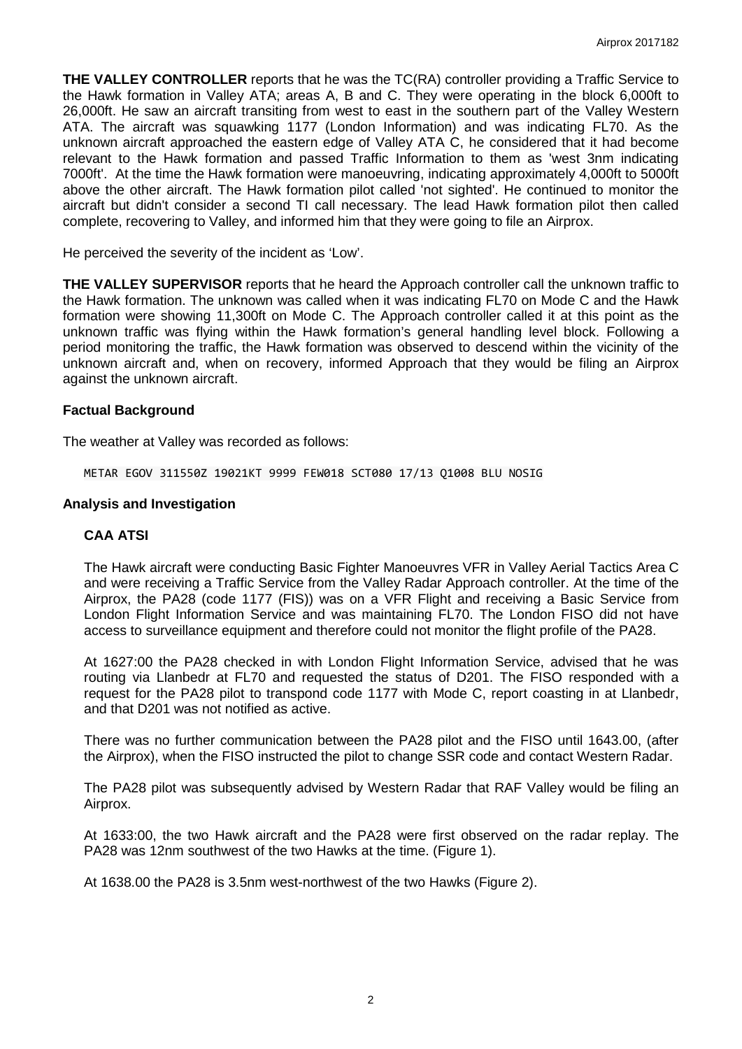**THE VALLEY CONTROLLER** reports that he was the TC(RA) controller providing a Traffic Service to the Hawk formation in Valley ATA; areas A, B and C. They were operating in the block 6,000ft to 26,000ft. He saw an aircraft transiting from west to east in the southern part of the Valley Western ATA. The aircraft was squawking 1177 (London Information) and was indicating FL70. As the unknown aircraft approached the eastern edge of Valley ATA C, he considered that it had become relevant to the Hawk formation and passed Traffic Information to them as 'west 3nm indicating 7000ft'. At the time the Hawk formation were manoeuvring, indicating approximately 4,000ft to 5000ft above the other aircraft. The Hawk formation pilot called 'not sighted'. He continued to monitor the aircraft but didn't consider a second TI call necessary. The lead Hawk formation pilot then called complete, recovering to Valley, and informed him that they were going to file an Airprox.

He perceived the severity of the incident as 'Low'.

**THE VALLEY SUPERVISOR** reports that he heard the Approach controller call the unknown traffic to the Hawk formation. The unknown was called when it was indicating FL70 on Mode C and the Hawk formation were showing 11,300ft on Mode C. The Approach controller called it at this point as the unknown traffic was flying within the Hawk formation's general handling level block. Following a period monitoring the traffic, the Hawk formation was observed to descend within the vicinity of the unknown aircraft and, when on recovery, informed Approach that they would be filing an Airprox against the unknown aircraft.

## Factual Background

The weather at Valley was recorded as follows:

```
METAR EGOV 311550Z 19021KT 9999 FEW018 SCT080 17/13 Q1008 BLU NOSIG
```

## Analysis and Investigation

### CAA ATSI

The Hawk aircraft were conducting Basic Fighter Manoeuvres VFR in Valley Aerial Tactics Area C and were receiving a Traffic Service from the Valley Radar Approach controller. At the time of the Airprox, the PA28 (code 1177 (FIS)) was on a VFR Flight and receiving a Basic Service from London Flight Information Service and was maintaining FL70. The London FISO did not have access to surveillance equipment and therefore could not monitor the flight profile of the PA28.

At 1627:00 the PA28 checked in with London Flight Information Service, advised that he was routing via Llanbedr at FL70 and requested the status of D201. The FISO responded with a request for the PA28 pilot to transpond code 1177 with Mode C, report coasting in at Llanbedr, and that D201 was not notified as active.

There was no further communication between the PA28 pilot and the FISO until 1643.00, (after the Airprox), when the FISO instructed the pilot to change SSR code and contact Western Radar.

The PA28 pilot was subsequently advised by Western Radar that RAF Valley would be filing an Airprox.

At 1633:00, the two Hawk aircraft and the PA28 were first observed on the radar replay. The PA28 was 12nm southwest of the two Hawks at the time. (Figure 1).

At 1638.00 the PA28 is 3.5nm west-northwest of the two Hawks (Figure 2).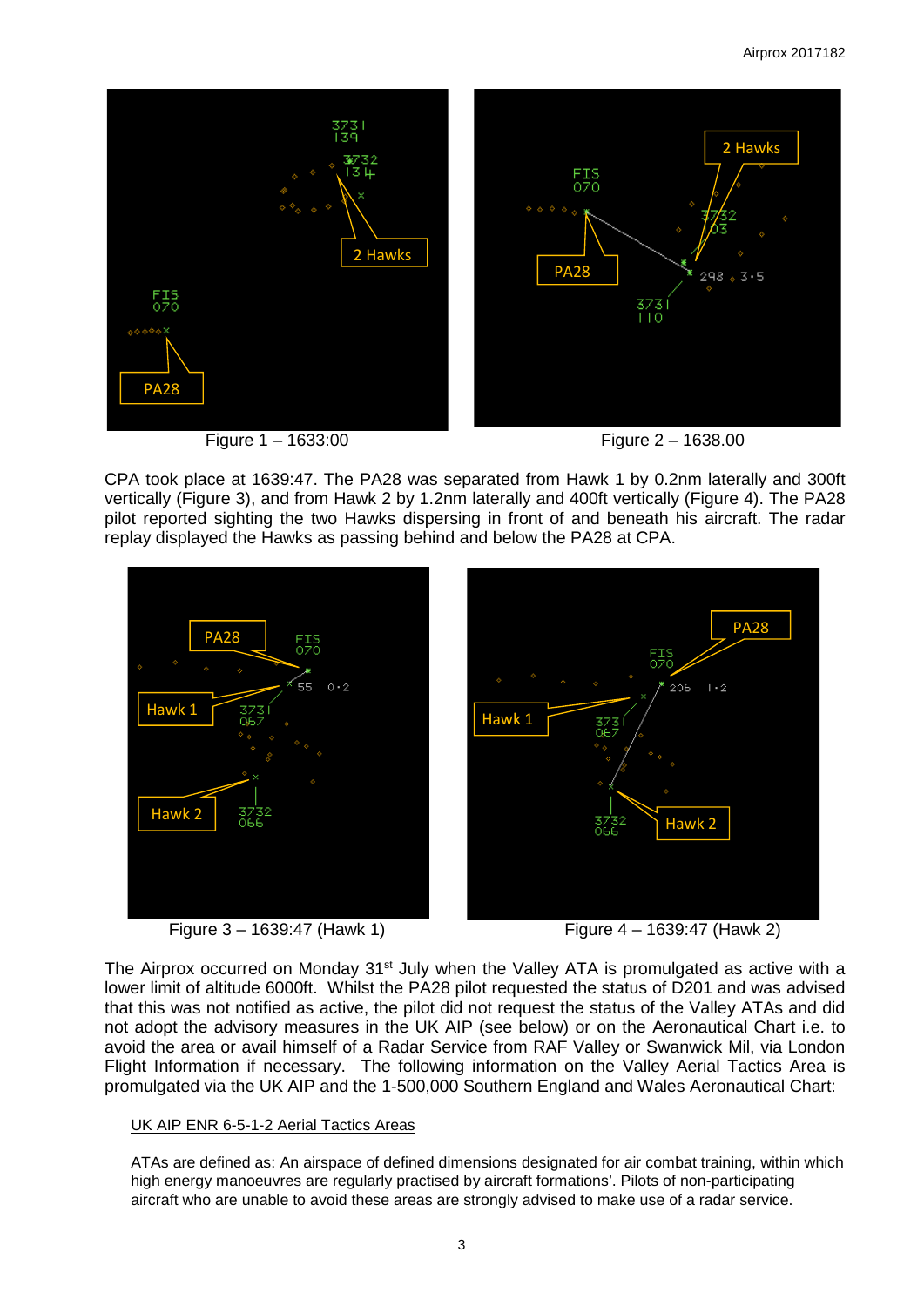Figure 1 – 1633:00

Figure 2 – 1638.00

CPA took place at 1639:47. The PA28 was separated from Hawk 1 by 0.2nm laterally and 300ft vertically (Figure 3), and from Hawk 2 by 1.2nm laterally and 400ft vertically (Figure 4). The PA28 pilot reported sighting the two Hawks dispersing in front of and beneath his aircraft. The radar replay displayed the Hawks as passing behind and below the PA28 at CPA.

Figure 3 – 1639:47 (Hawk 1)

Figure 4 – 1639:47 (Hawk 2)

The Airprox occurred on Monday 31st July when the Valley ATA is promulgated as active with a lower limit of altitude 6000ft. Whilst the PA28 pilot requested the status of D201 and was advised that this was not notified as active, the pilot did not request the status of the Valley ATAs and did not adopt the advisory measures in the UK AIP (see below) or on the Aeronautical Chart i.e. to avoid the area or avail himself of a Radar Service from RAF Valley or Swanwick Mil, via London Flight Information if necessary. The following information on the Valley Aerial Tactics Area is promulgated via the UK AIP and the 1-500,000 Southern England and Wales Aeronautical Chart:

UK AIP ENR 6-5-1-2 Aerial Tactics Areas

ATAs are defined as: An airspace of defined dimensions designated for air combat training, within which high energy manoeuvres are regularly practised by aircraft formations'. Pilots of non-participating aircraft who are unable to avoid these areas are strongly advised to make use of a radar service.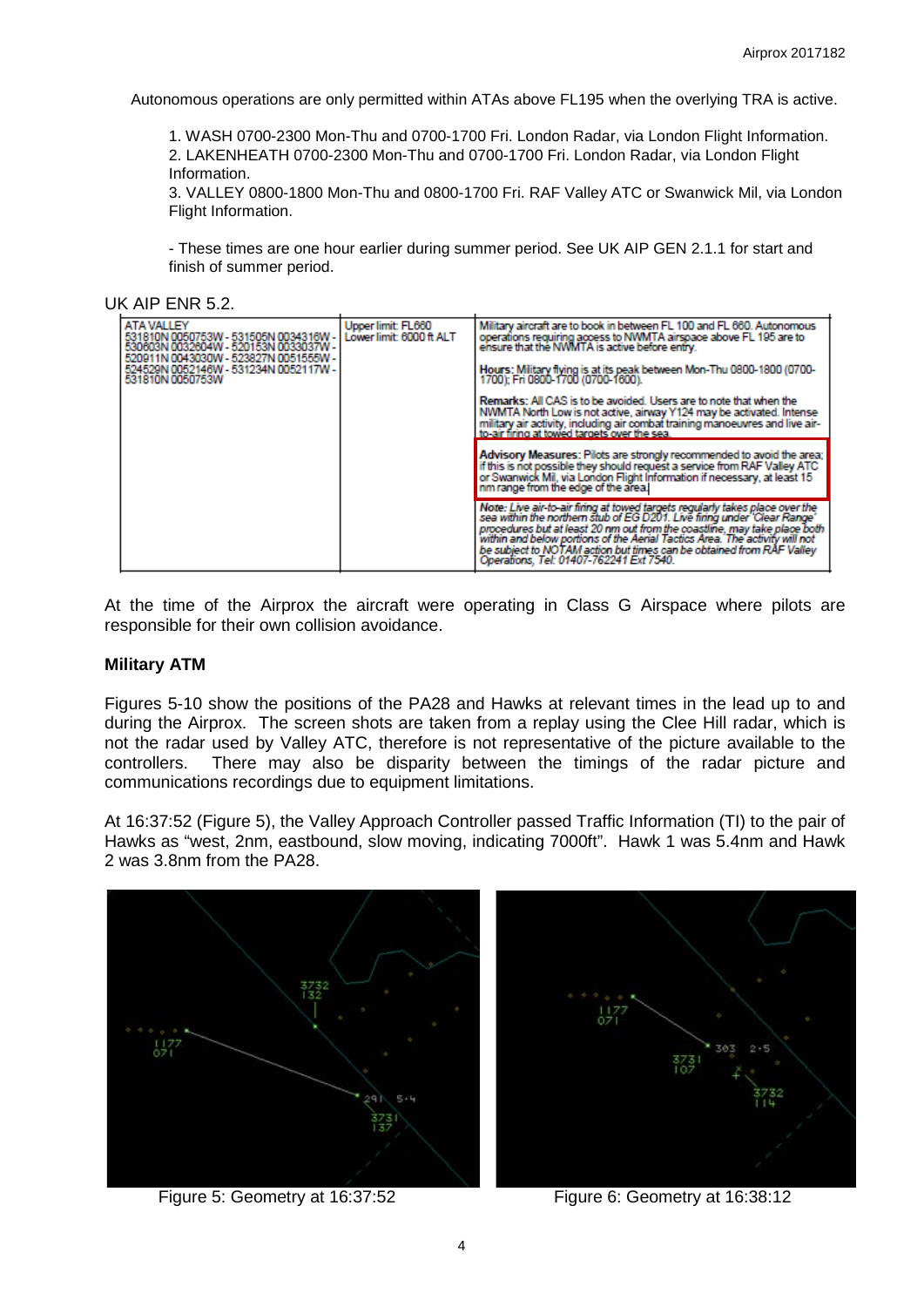Autonomous operations are only permitted within ATAs above FL195 when the overlying TRA is active.

1. WASH 0700-2300 Mon-Thu and 0700-1700 Fri. London Radar, via London Flight Information.
2. LAKENHEATH 0700-2300 Mon-Thu and 0700-1700 Fri. London Radar, via London Flight Information.
3. VALLEY 0800-1800 Mon-Thu and 0800-1700 Fri. RAF Valley ATC or Swanwick Mil, via London Flight Information.

- These times are one hour earlier during summer period. See UK AIP GEN 2.1.1 for start and finish of summer period.

UK AIP ENR 5.2.

| | | |
|---|---|---|
| ATA VALLEY<br>531810N 0050753W - 531505N 0034316W - 530603N 0032604W - 520153N 0033037W - 520911N 0043030W - 523827N 0051555W - 524529N 0052146W - 531234N 0052117W - 531810N 0050753W | Upper limit: FL660<br>Lower limit: 6000 ft ALT | Military aircraft are to book in between FL 100 and FL 660. Autonomous operations requiring access to NWMTA airspace above FL 195 are to ensure that the NWMTA is active before entry.<br><br>**Hours:** Military flying is at its peak between Mon-Thu 0800-1800 (0700-1700); Fri 0800-1700 (0700-1600).<br><br>**Remarks:** All CAS is to be avoided. Users are to note that when the NWMTA North Low is not active, airway Y124 may be activated. Intense military air activity, including air combat training manoeuvres and live air-to-air firing at towed targets over the sea.<br><br>**Advisory Measures:** Pilots are strongly recommended to avoid the area; if this is not possible they should request a service from RAF Valley ATC or Swanwick Mil, via London Flight Information if necessary, at least 15 nm range from the edge of the area.<br><br>*Note: Live air-to-air firing at towed targets regularly takes place over the sea within the northern stub of EG D201. Live firing under 'Clear Range' procedures but at least 20 nm out from the coastline, may take place both within and below portions of the Aerial Tactics Area. The activity will not be subject to NOTAM action but times can be obtained from RAF Valley Operations, Tel: 01407-762241 Ext 7540.* |

At the time of the Airprox the aircraft were operating in Class G Airspace where pilots are responsible for their own collision avoidance.

**Military ATM**

Figures 5-10 show the positions of the PA28 and Hawks at relevant times in the lead up to and during the Airprox. The screen shots are taken from a replay using the Clee Hill radar, which is not the radar used by Valley ATC, therefore is not representative of the picture available to the controllers. There may also be disparity between the timings of the radar picture and communications recordings due to equipment limitations.

At 16:37:52 (Figure 5), the Valley Approach Controller passed Traffic Information (TI) to the pair of Hawks as "west, 2nm, eastbound, slow moving, indicating 7000ft". Hawk 1 was 5.4nm and Hawk 2 was 3.8nm from the PA28.

Figure 5: Geometry at 16:37:52

Figure 6: Geometry at 16:38:12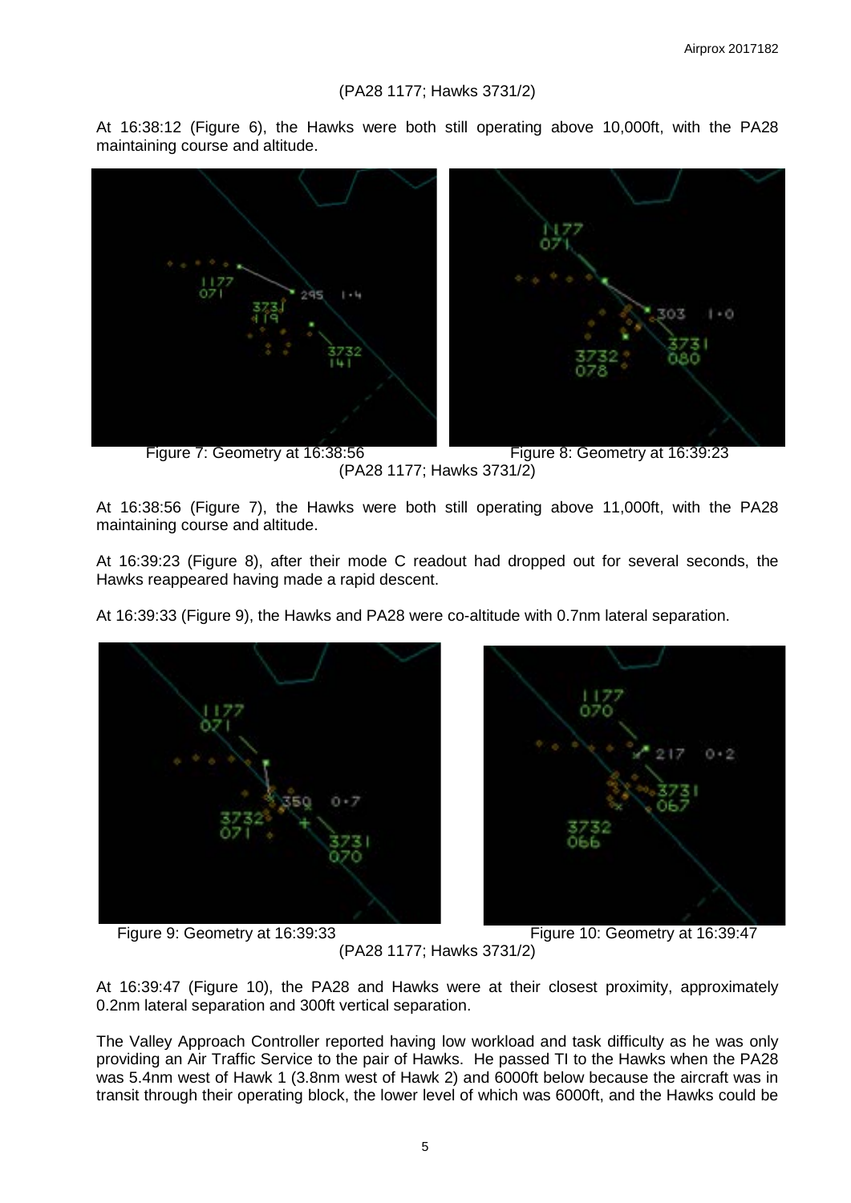(PA28 1177; Hawks 3731/2)

At 16:38:12 (Figure 6), the Hawks were both still operating above 10,000ft, with the PA28 maintaining course and altitude.

Figure 7: Geometry at 16:38:56

Figure 8: Geometry at 16:39:23

(PA28 1177; Hawks 3731/2)

At 16:38:56 (Figure 7), the Hawks were both still operating above 11,000ft, with the PA28 maintaining course and altitude.

At 16:39:23 (Figure 8), after their mode C readout had dropped out for several seconds, the Hawks reappeared having made a rapid descent.

At 16:39:33 (Figure 9), the Hawks and PA28 were co-altitude with 0.7nm lateral separation.

Figure 9: Geometry at 16:39:33

Figure 10: Geometry at 16:39:47

(PA28 1177; Hawks 3731/2)

At 16:39:47 (Figure 10), the PA28 and Hawks were at their closest proximity, approximately 0.2nm lateral separation and 300ft vertical separation.

The Valley Approach Controller reported having low workload and task difficulty as he was only providing an Air Traffic Service to the pair of Hawks. He passed TI to the Hawks when the PA28 was 5.4nm west of Hawk 1 (3.8nm west of Hawk 2) and 6000ft below because the aircraft was in transit through their operating block, the lower level of which was 6000ft, and the Hawks could be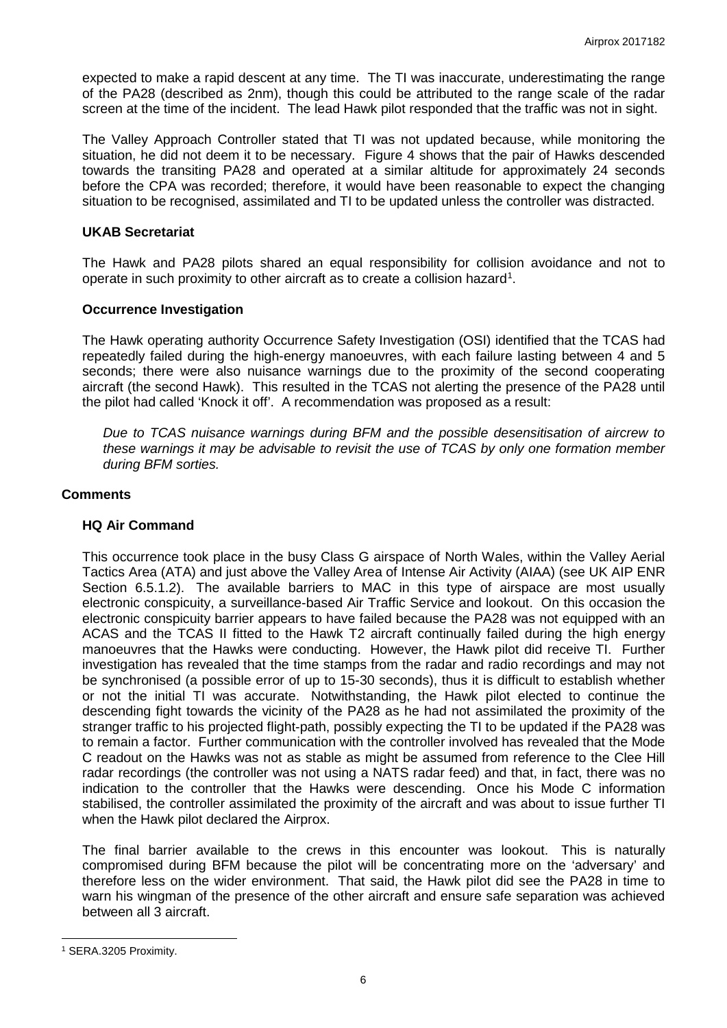expected to make a rapid descent at any time. The TI was inaccurate, underestimating the range of the PA28 (described as 2nm), though this could be attributed to the range scale of the radar screen at the time of the incident. The lead Hawk pilot responded that the traffic was not in sight.

The Valley Approach Controller stated that TI was not updated because, while monitoring the situation, he did not deem it to be necessary. Figure 4 shows that the pair of Hawks descended towards the transiting PA28 and operated at a similar altitude for approximately 24 seconds before the CPA was recorded; therefore, it would have been reasonable to expect the changing situation to be recognised, assimilated and TI to be updated unless the controller was distracted.

### UKAB Secretariat

The Hawk and PA28 pilots shared an equal responsibility for collision avoidance and not to operate in such proximity to other aircraft as to create a collision hazard[1].

### Occurrence Investigation

The Hawk operating authority Occurrence Safety Investigation (OSI) identified that the TCAS had repeatedly failed during the high-energy manoeuvres, with each failure lasting between 4 and 5 seconds; there were also nuisance warnings due to the proximity of the second cooperating aircraft (the second Hawk). This resulted in the TCAS not alerting the presence of the PA28 until the pilot had called 'Knock it off'. A recommendation was proposed as a result:

*Due to TCAS nuisance warnings during BFM and the possible desensitisation of aircrew to these warnings it may be advisable to revisit the use of TCAS by only one formation member during BFM sorties.*

## Comments

### HQ Air Command

This occurrence took place in the busy Class G airspace of North Wales, within the Valley Aerial Tactics Area (ATA) and just above the Valley Area of Intense Air Activity (AIAA) (see UK AIP ENR Section 6.5.1.2). The available barriers to MAC in this type of airspace are most usually electronic conspicuity, a surveillance-based Air Traffic Service and lookout. On this occasion the electronic conspicuity barrier appears to have failed because the PA28 was not equipped with an ACAS and the TCAS II fitted to the Hawk T2 aircraft continually failed during the high energy manoeuvres that the Hawks were conducting. However, the Hawk pilot did receive TI. Further investigation has revealed that the time stamps from the radar and radio recordings and may not be synchronised (a possible error of up to 15-30 seconds), thus it is difficult to establish whether or not the initial TI was accurate. Notwithstanding, the Hawk pilot elected to continue the descending fight towards the vicinity of the PA28 as he had not assimilated the proximity of the stranger traffic to his projected flight-path, possibly expecting the TI to be updated if the PA28 was to remain a factor. Further communication with the controller involved has revealed that the Mode C readout on the Hawks was not as stable as might be assumed from reference to the Clee Hill radar recordings (the controller was not using a NATS radar feed) and that, in fact, there was no indication to the controller that the Hawks were descending. Once his Mode C information stabilised, the controller assimilated the proximity of the aircraft and was about to issue further TI when the Hawk pilot declared the Airprox.

The final barrier available to the crews in this encounter was lookout. This is naturally compromised during BFM because the pilot will be concentrating more on the 'adversary' and therefore less on the wider environment. That said, the Hawk pilot did see the PA28 in time to warn his wingman of the presence of the other aircraft and ensure safe separation was achieved between all 3 aircraft.

[1] SERA.3205 Proximity.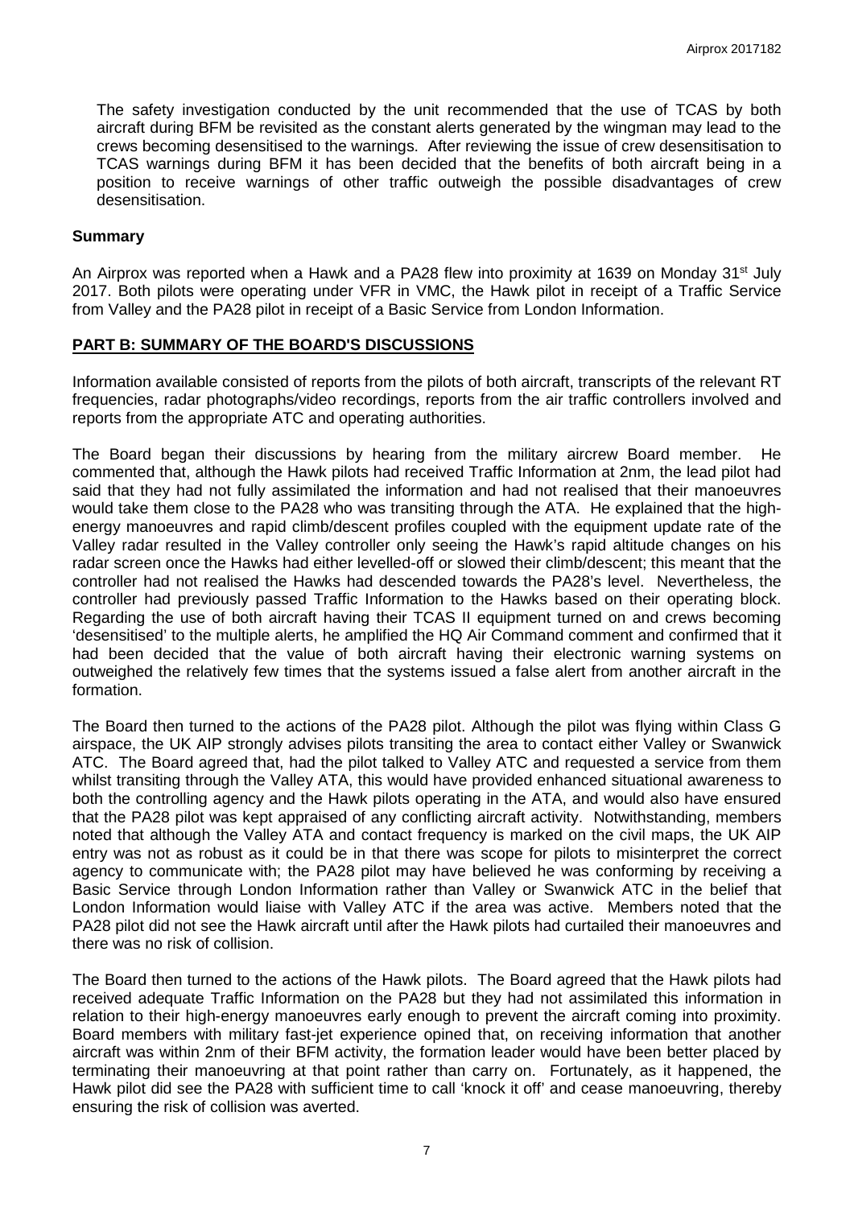The safety investigation conducted by the unit recommended that the use of TCAS by both aircraft during BFM be revisited as the constant alerts generated by the wingman may lead to the crews becoming desensitised to the warnings. After reviewing the issue of crew desensitisation to TCAS warnings during BFM it has been decided that the benefits of both aircraft being in a position to receive warnings of other traffic outweigh the possible disadvantages of crew desensitisation.

## Summary

An Airprox was reported when a Hawk and a PA28 flew into proximity at 1639 on Monday 31st July 2017. Both pilots were operating under VFR in VMC, the Hawk pilot in receipt of a Traffic Service from Valley and the PA28 pilot in receipt of a Basic Service from London Information.

## PART B: SUMMARY OF THE BOARD'S DISCUSSIONS

Information available consisted of reports from the pilots of both aircraft, transcripts of the relevant RT frequencies, radar photographs/video recordings, reports from the air traffic controllers involved and reports from the appropriate ATC and operating authorities.

The Board began their discussions by hearing from the military aircrew Board member. He commented that, although the Hawk pilots had received Traffic Information at 2nm, the lead pilot had said that they had not fully assimilated the information and had not realised that their manoeuvres would take them close to the PA28 who was transiting through the ATA. He explained that the high-energy manoeuvres and rapid climb/descent profiles coupled with the equipment update rate of the Valley radar resulted in the Valley controller only seeing the Hawk's rapid altitude changes on his radar screen once the Hawks had either levelled-off or slowed their climb/descent; this meant that the controller had not realised the Hawks had descended towards the PA28's level. Nevertheless, the controller had previously passed Traffic Information to the Hawks based on their operating block. Regarding the use of both aircraft having their TCAS II equipment turned on and crews becoming 'desensitised' to the multiple alerts, he amplified the HQ Air Command comment and confirmed that it had been decided that the value of both aircraft having their electronic warning systems on outweighed the relatively few times that the systems issued a false alert from another aircraft in the formation.

The Board then turned to the actions of the PA28 pilot. Although the pilot was flying within Class G airspace, the UK AIP strongly advises pilots transiting the area to contact either Valley or Swanwick ATC. The Board agreed that, had the pilot talked to Valley ATC and requested a service from them whilst transiting through the Valley ATA, this would have provided enhanced situational awareness to both the controlling agency and the Hawk pilots operating in the ATA, and would also have ensured that the PA28 pilot was kept appraised of any conflicting aircraft activity. Notwithstanding, members noted that although the Valley ATA and contact frequency is marked on the civil maps, the UK AIP entry was not as robust as it could be in that there was scope for pilots to misinterpret the correct agency to communicate with; the PA28 pilot may have believed he was conforming by receiving a Basic Service through London Information rather than Valley or Swanwick ATC in the belief that London Information would liaise with Valley ATC if the area was active. Members noted that the PA28 pilot did not see the Hawk aircraft until after the Hawk pilots had curtailed their manoeuvres and there was no risk of collision.

The Board then turned to the actions of the Hawk pilots. The Board agreed that the Hawk pilots had received adequate Traffic Information on the PA28 but they had not assimilated this information in relation to their high-energy manoeuvres early enough to prevent the aircraft coming into proximity. Board members with military fast-jet experience opined that, on receiving information that another aircraft was within 2nm of their BFM activity, the formation leader would have been better placed by terminating their manoeuvring at that point rather than carry on. Fortunately, as it happened, the Hawk pilot did see the PA28 with sufficient time to call 'knock it off' and cease manoeuvring, thereby ensuring the risk of collision was averted.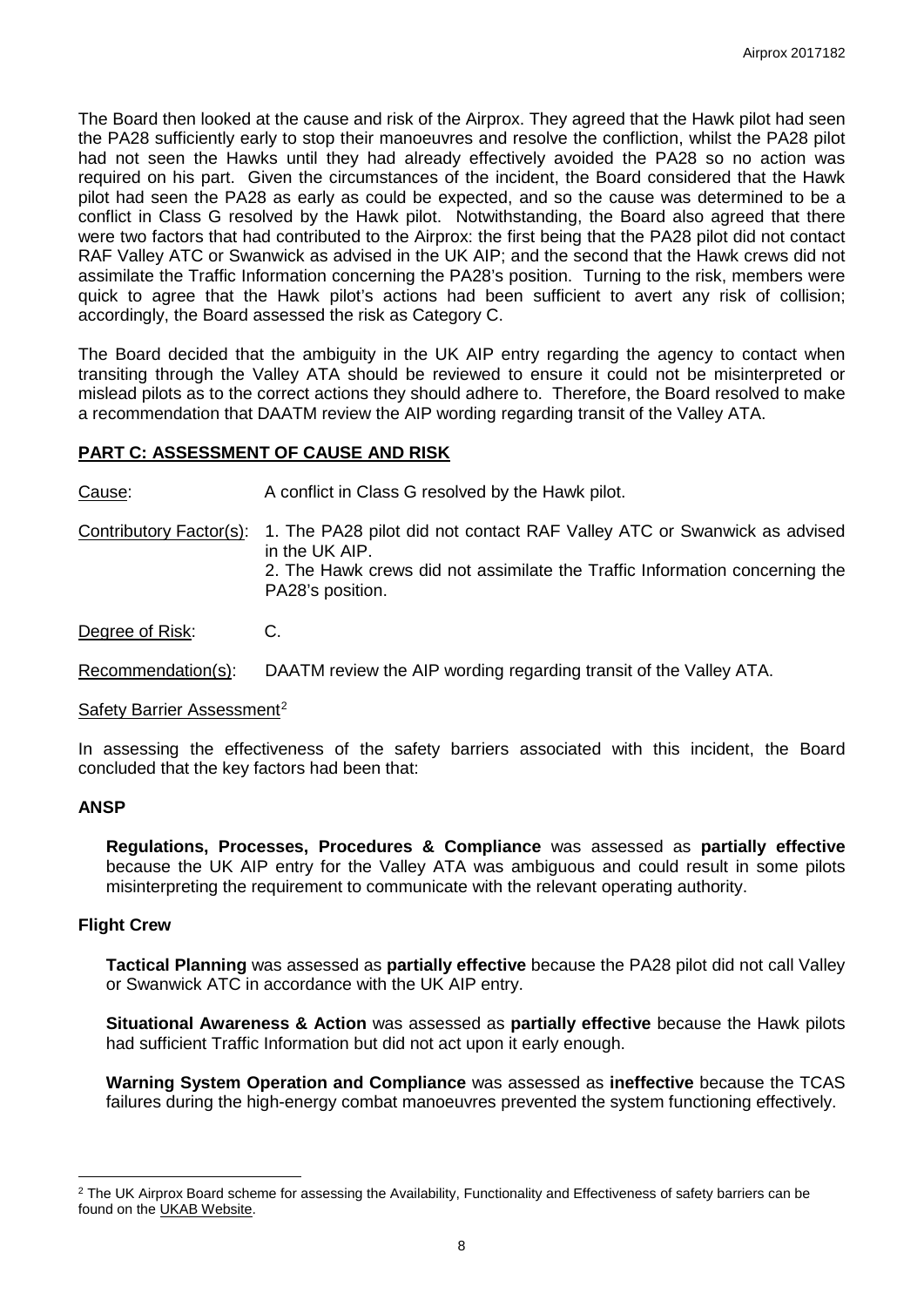The Board then looked at the cause and risk of the Airprox. They agreed that the Hawk pilot had seen the PA28 sufficiently early to stop their manoeuvres and resolve the confliction, whilst the PA28 pilot had not seen the Hawks until they had already effectively avoided the PA28 so no action was required on his part. Given the circumstances of the incident, the Board considered that the Hawk pilot had seen the PA28 as early as could be expected, and so the cause was determined to be a conflict in Class G resolved by the Hawk pilot. Notwithstanding, the Board also agreed that there were two factors that had contributed to the Airprox: the first being that the PA28 pilot did not contact RAF Valley ATC or Swanwick as advised in the UK AIP; and the second that the Hawk crews did not assimilate the Traffic Information concerning the PA28's position. Turning to the risk, members were quick to agree that the Hawk pilot's actions had been sufficient to avert any risk of collision; accordingly, the Board assessed the risk as Category C.

The Board decided that the ambiguity in the UK AIP entry regarding the agency to contact when transiting through the Valley ATA should be reviewed to ensure it could not be misinterpreted or mislead pilots as to the correct actions they should adhere to. Therefore, the Board resolved to make a recommendation that DAATM review the AIP wording regarding transit of the Valley ATA.

## PART C: ASSESSMENT OF CAUSE AND RISK

Cause: A conflict in Class G resolved by the Hawk pilot.

Contributory Factor(s):
1. The PA28 pilot did not contact RAF Valley ATC or Swanwick as advised in the UK AIP.
2. The Hawk crews did not assimilate the Traffic Information concerning the PA28's position.

Degree of Risk: C.

Recommendation(s): DAATM review the AIP wording regarding transit of the Valley ATA.

Safety Barrier Assessment[2]

In assessing the effectiveness of the safety barriers associated with this incident, the Board concluded that the key factors had been that:

### ANSP

**Regulations, Processes, Procedures & Compliance** was assessed as **partially effective** because the UK AIP entry for the Valley ATA was ambiguous and could result in some pilots misinterpreting the requirement to communicate with the relevant operating authority.

### Flight Crew

**Tactical Planning** was assessed as **partially effective** because the PA28 pilot did not call Valley or Swanwick ATC in accordance with the UK AIP entry.

**Situational Awareness & Action** was assessed as **partially effective** because the Hawk pilots had sufficient Traffic Information but did not act upon it early enough.

**Warning System Operation and Compliance** was assessed as **ineffective** because the TCAS failures during the high-energy combat manoeuvres prevented the system functioning effectively.

---

[2] The UK Airprox Board scheme for assessing the Availability, Functionality and Effectiveness of safety barriers can be found on the UKAB Website.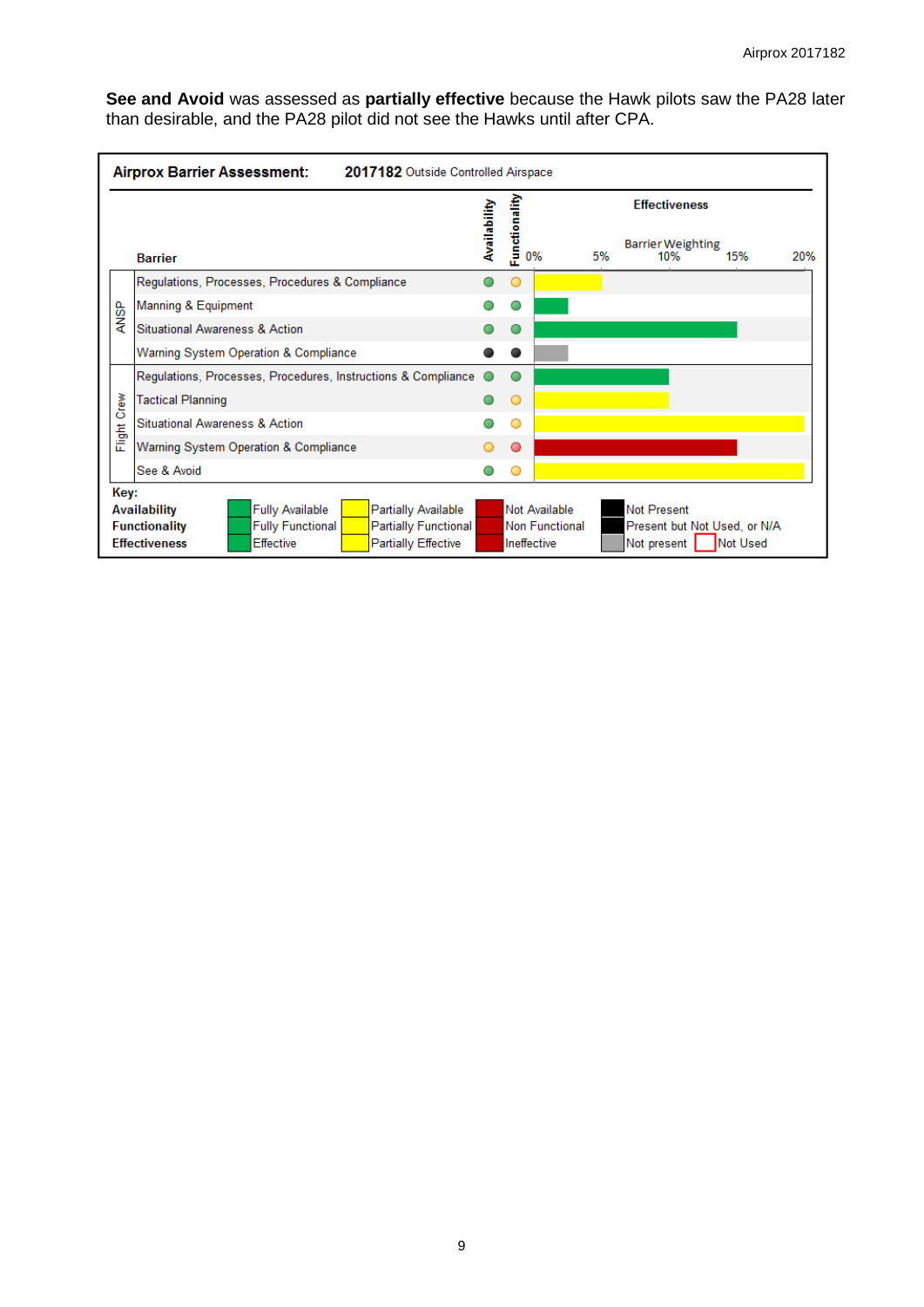**See and Avoid** was assessed as **partially effective** because the Hawk pilots saw the PA28 later than desirable, and the PA28 pilot did not see the Hawks until after CPA.

**Airprox Barrier Assessment:** **2017182** Outside Controlled Airspace

Barrier
Availability
Functionality
Effectiveness
Barrier Weighting
0%
5%
10%
15%
20%

ANSP
Regulations, Processes, Procedures & Compliance
Manning & Equipment
Situational Awareness & Action
Warning System Operation & Compliance

Flight Crew
Regulations, Processes, Procedures, Instructions & Compliance
Tactical Planning
Situational Awareness & Action
Warning System Operation & Compliance
See & Avoid

Key:
Availability: Fully Available | Partially Available | Not Available | Not Present
Functionality: Fully Functional | Partially Functional | Non Functional | Present but Not Used, or N/A
Effectiveness: Effective | Partially Effective | Ineffective | Not present | Not Used